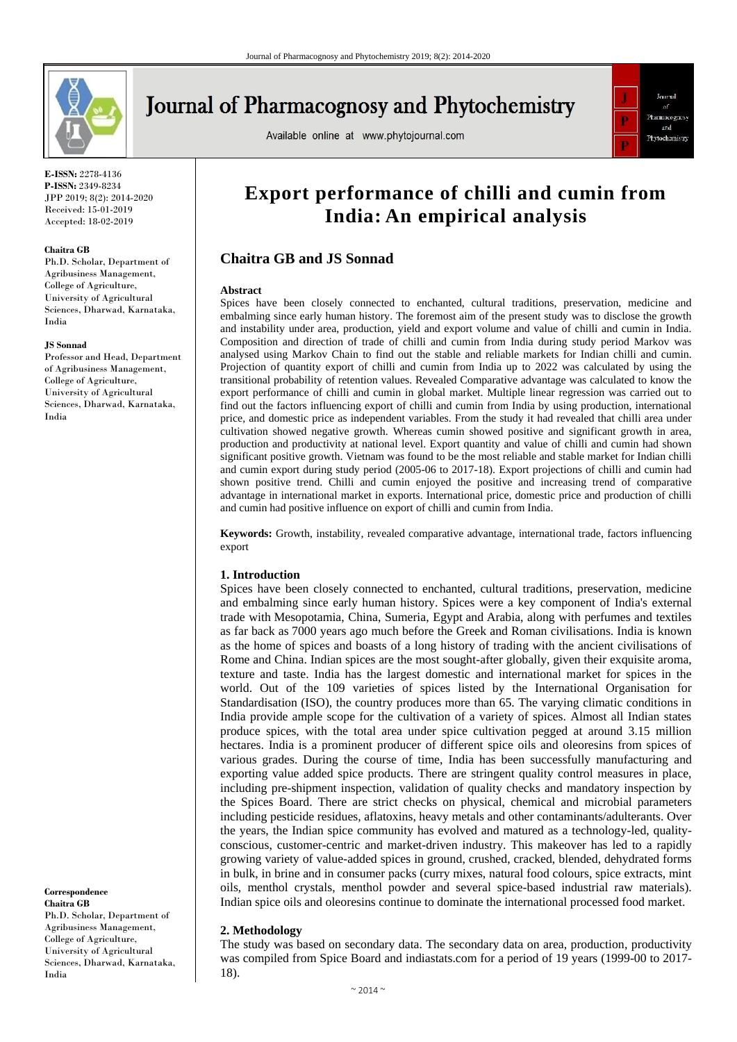E-ISSN: 2278-4136
P-ISSN: 2349-8234
JPP 2019; 8(2): 2014-2020
Received: 15-01-2019
Accepted: 18-02-2019

**Chaitra GB**
Ph.D. Scholar, Department of Agribusiness Management, College of Agriculture, University of Agricultural Sciences, Dharwad, Karnataka, India

**JS Sonnad**
Professor and Head, Department of Agribusiness Management, College of Agriculture, University of Agricultural Sciences, Dharwad, Karnataka, India

**Correspondence**
**Chaitra GB**
Ph.D. Scholar, Department of Agribusiness Management, College of Agriculture, University of Agricultural Sciences, Dharwad, Karnataka, India

# Export performance of chilli and cumin from India: An empirical analysis

## Chaitra GB and JS Sonnad

### Abstract

Spices have been closely connected to enchanted, cultural traditions, preservation, medicine and embalming since early human history. The foremost aim of the present study was to disclose the growth and instability under area, production, yield and export volume and value of chilli and cumin in India. Composition and direction of trade of chilli and cumin from India during study period Markov was analysed using Markov Chain to find out the stable and reliable markets for Indian chilli and cumin. Projection of quantity export of chilli and cumin from India up to 2022 was calculated by using the transitional probability of retention values. Revealed Comparative advantage was calculated to know the export performance of chilli and cumin in global market. Multiple linear regression was carried out to find out the factors influencing export of chilli and cumin from India by using production, international price, and domestic price as independent variables. From the study it had revealed that chilli area under cultivation showed negative growth. Whereas cumin showed positive and significant growth in area, production and productivity at national level. Export quantity and value of chilli and cumin had shown significant positive growth. Vietnam was found to be the most reliable and stable market for Indian chilli and cumin export during study period (2005-06 to 2017-18). Export projections of chilli and cumin had shown positive trend. Chilli and cumin enjoyed the positive and increasing trend of comparative advantage in international market in exports. International price, domestic price and production of chilli and cumin had positive influence on export of chilli and cumin from India.

**Keywords:** Growth, instability, revealed comparative advantage, international trade, factors influencing export

### 1. Introduction

Spices have been closely connected to enchanted, cultural traditions, preservation, medicine and embalming since early human history. Spices were a key component of India's external trade with Mesopotamia, China, Sumeria, Egypt and Arabia, along with perfumes and textiles as far back as 7000 years ago much before the Greek and Roman civilisations. India is known as the home of spices and boasts of a long history of trading with the ancient civilisations of Rome and China. Indian spices are the most sought-after globally, given their exquisite aroma, texture and taste. India has the largest domestic and international market for spices in the world. Out of the 109 varieties of spices listed by the International Organisation for Standardisation (ISO), the country produces more than 65. The varying climatic conditions in India provide ample scope for the cultivation of a variety of spices. Almost all Indian states produce spices, with the total area under spice cultivation pegged at around 3.15 million hectares. India is a prominent producer of different spice oils and oleoresins from spices of various grades. During the course of time, India has been successfully manufacturing and exporting value added spice products. There are stringent quality control measures in place, including pre-shipment inspection, validation of quality checks and mandatory inspection by the Spices Board. There are strict checks on physical, chemical and microbial parameters including pesticide residues, aflatoxins, heavy metals and other contaminants/adulterants. Over the years, the Indian spice community has evolved and matured as a technology-led, quality-conscious, customer-centric and market-driven industry. This makeover has led to a rapidly growing variety of value-added spices in ground, crushed, cracked, blended, dehydrated forms in bulk, in brine and in consumer packs (curry mixes, natural food colours, spice extracts, mint oils, menthol crystals, menthol powder and several spice-based industrial raw materials). Indian spice oils and oleoresins continue to dominate the international processed food market.

### 2. Methodology

The study was based on secondary data. The secondary data on area, production, productivity was compiled from Spice Board and indiastats.com for a period of 19 years (1999-00 to 2017-18).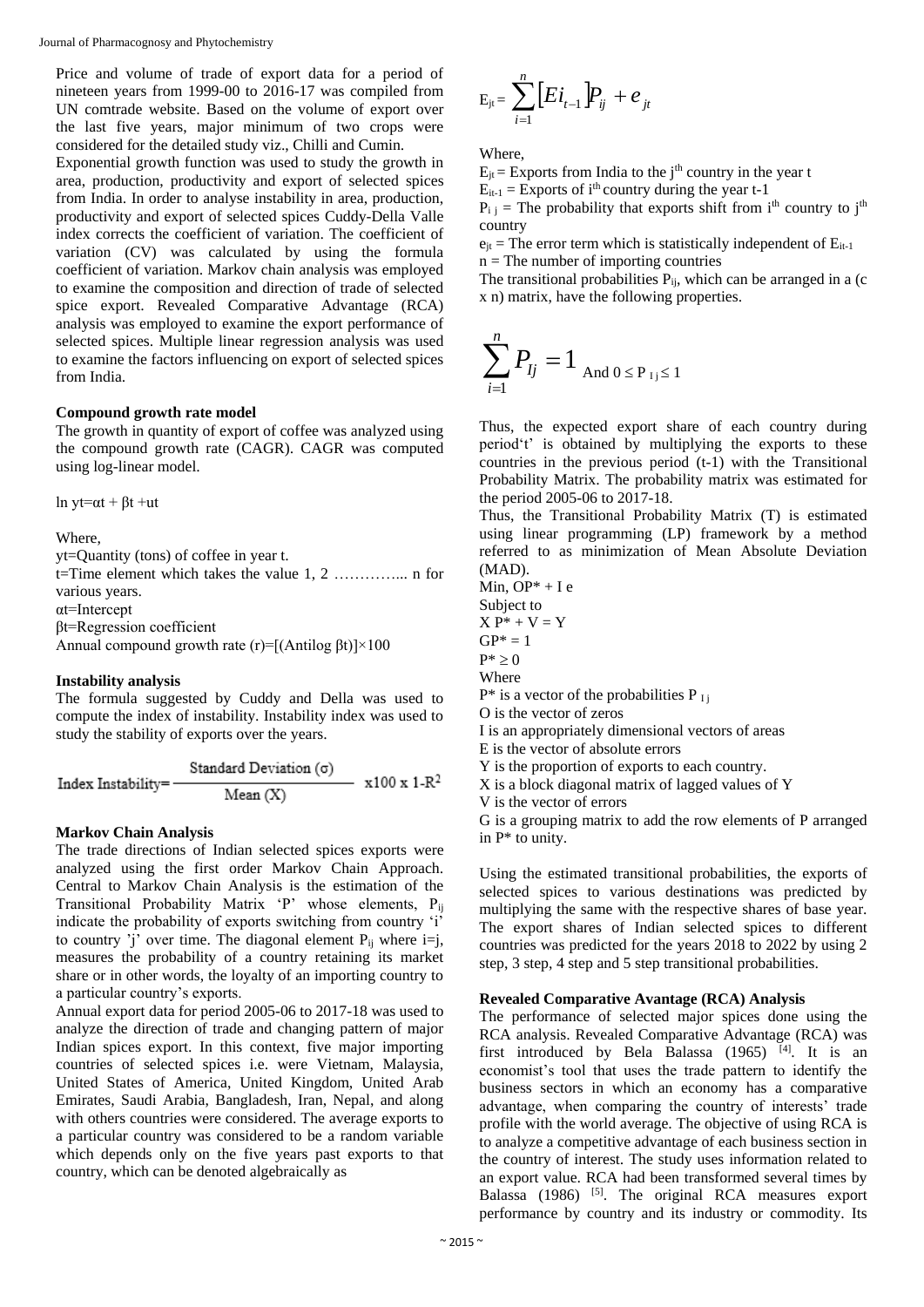Price and volume of trade of export data for a period of nineteen years from 1999-00 to 2016-17 was compiled from UN comtrade website. Based on the volume of export over the last five years, major minimum of two crops were considered for the detailed study viz., Chilli and Cumin.

Exponential growth function was used to study the growth in area, production, productivity and export of selected spices from India. In order to analyse instability in area, production, productivity and export of selected spices Cuddy-Della Valle index corrects the coefficient of variation. The coefficient of variation (CV) was calculated by using the formula coefficient of variation. Markov chain analysis was employed to examine the composition and direction of trade of selected spice export. Revealed Comparative Advantage (RCA) analysis was employed to examine the export performance of selected spices. Multiple linear regression analysis was used to examine the factors influencing on export of selected spices from India.

**Compound growth rate model**

The growth in quantity of export of coffee was analyzed using the compound growth rate (CAGR). CAGR was computed using log-linear model.

$\ln y_t = \alpha_t + \beta_t + u_t$

Where,

$y_t$=Quantity (tons) of coffee in year t.

t=Time element which takes the value 1, 2 …………... n for various years.

$\alpha_t$=Intercept

$\beta_t$=Regression coefficient

Annual compound growth rate (r)=[(Antilog $\beta_t$)]×100

**Instability analysis**

The formula suggested by Cuddy and Della was used to compute the index of instability. Instability index was used to study the stability of exports over the years.

$$\text{Index Instability} = \frac{\text{Standard Deviation } (\sigma)}{\text{Mean } (X)} \times 100 \times 1\text{-}R^2$$

**Markov Chain Analysis**

The trade directions of Indian selected spices exports were analyzed using the first order Markov Chain Approach. Central to Markov Chain Analysis is the estimation of the Transitional Probability Matrix 'P' whose elements, $P_{ij}$ indicate the probability of exports switching from country 'i' to country 'j' over time. The diagonal element $P_{ij}$ where i=j, measures the probability of a country retaining its market share or in other words, the loyalty of an importing country to a particular country's exports.

Annual export data for period 2005-06 to 2017-18 was used to analyze the direction of trade and changing pattern of major Indian spices export. In this context, five major importing countries of selected spices i.e. were Vietnam, Malaysia, United States of America, United Kingdom, United Arab Emirates, Saudi Arabia, Bangladesh, Iran, Nepal, and along with others countries were considered. The average exports to a particular country was considered to be a random variable which depends only on the five years past exports to that country, which can be denoted algebraically as

$$E_{jt} = \sum_{i=1}^{n} [Ei_{t-1}] P_{ij} + e_{jt}$$

Where,

$E_{jt}$ = Exports from India to the $j^{th}$ country in the year t

$E_{it-1}$ = Exports of $i^{th}$ country during the year t-1

$P_{ij}$ = The probability that exports shift from $i^{th}$ country to $j^{th}$ country

$e_{jt}$ = The error term which is statistically independent of $E_{it-1}$

n = The number of importing countries

The transitional probabilities $P_{ij}$, which can be arranged in a (c x n) matrix, have the following properties.

$$\sum_{i=1}^{n} P_{Ij} = 1 \text{ And } 0 \leq P_{Ij} \leq 1$$

Thus, the expected export share of each country during period't' is obtained by multiplying the exports to these countries in the previous period (t-1) with the Transitional Probability Matrix. The probability matrix was estimated for the period 2005-06 to 2017-18.

Thus, the Transitional Probability Matrix (T) is estimated using linear programming (LP) framework by a method referred to as minimization of Mean Absolute Deviation (MAD).

Min, $OP^* + I e$

Subject to

$X P^* + V = Y$

$GP^* = 1$

$P^* \geq 0$

Where

$P^*$ is a vector of the probabilities $P_{Ij}$

O is the vector of zeros

I is an appropriately dimensional vectors of areas

E is the vector of absolute errors

Y is the proportion of exports to each country.

X is a block diagonal matrix of lagged values of Y

V is the vector of errors

G is a grouping matrix to add the row elements of P arranged in $P^*$ to unity.

Using the estimated transitional probabilities, the exports of selected spices to various destinations was predicted by multiplying the same with the respective shares of base year. The export shares of Indian selected spices to different countries was predicted for the years 2018 to 2022 by using 2 step, 3 step, 4 step and 5 step transitional probabilities.

**Revealed Comparative Avantage (RCA) Analysis**

The performance of selected major spices done using the RCA analysis. Revealed Comparative Advantage (RCA) was first introduced by Bela Balassa (1965) [4]. It is an economist's tool that uses the trade pattern to identify the business sectors in which an economy has a comparative advantage, when comparing the country of interests' trade profile with the world average. The objective of using RCA is to analyze a competitive advantage of each business section in the country of interest. The study uses information related to an export value. RCA had been transformed several times by Balassa (1986) [5]. The original RCA measures export performance by country and its industry or commodity. Its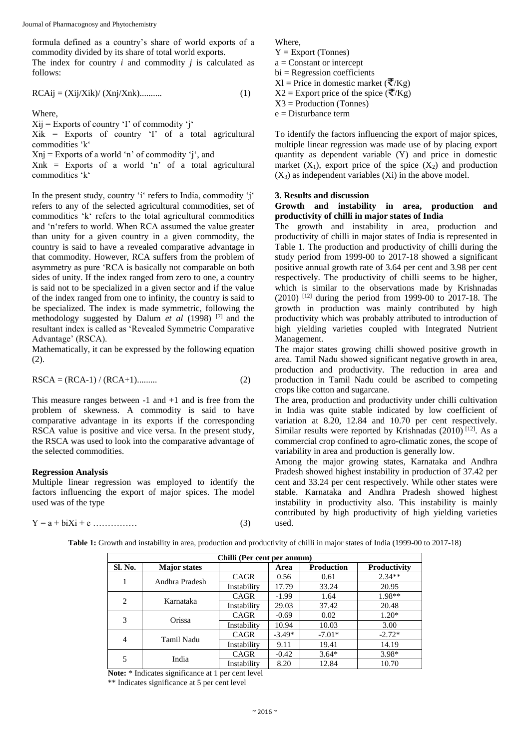formula defined as a country's share of world exports of a commodity divided by its share of total world exports.

The index for country *i* and commodity *j* is calculated as follows:

$$RCAij = (Xij/Xik)/ (Xnj/Xnk).......... \quad (1)$$

Where,

Xij = Exports of country 'I' of commodity 'j'

Xik = Exports of country 'I' of a total agricultural commodities 'k'

Xnj = Exports of a world 'n' of commodity 'j', and

Xnk = Exports of a world 'n' of a total agricultural commodities 'k'

In the present study, country 'i' refers to India, commodity 'j' refers to any of the selected agricultural commodities, set of commodities 'k' refers to the total agricultural commodities and 'n'refers to world. When RCA assumed the value greater than unity for a given country in a given commodity, the country is said to have a revealed comparative advantage in that commodity. However, RCA suffers from the problem of asymmetry as pure 'RCA is basically not comparable on both sides of unity. If the index ranged from zero to one, a country is said not to be specialized in a given sector and if the value of the index ranged from one to infinity, the country is said to be specialized. The index is made symmetric, following the methodology suggested by Dalum *et al* (1998) [7] and the resultant index is called as 'Revealed Symmetric Comparative Advantage' (RSCA).

Mathematically, it can be expressed by the following equation (2).

$$RSCA = (RCA-1) / (RCA+1)......... \quad (2)$$

This measure ranges between -1 and +1 and is free from the problem of skewness. A commodity is said to have comparative advantage in its exports if the corresponding RSCA value is positive and vice versa. In the present study, the RSCA was used to look into the comparative advantage of the selected commodities.

**Regression Analysis**

Multiple linear regression was employed to identify the factors influencing the export of major spices. The model used was of the type

$$Y = a + biXi + e \text{ ……………} \quad (3)$$

Where,

Y = Export (Tonnes)

a = Constant or intercept

bi = Regression coefficients

Xl = Price in domestic market (₹/Kg)

X2 = Export price of the spice (₹/Kg)

X3 = Production (Tonnes)

e = Disturbance term

To identify the factors influencing the export of major spices, multiple linear regression was made use of by placing export quantity as dependent variable (Y) and price in domestic market ($X_1$), export price of the spice ($X_2$) and production ($X_3$) as independent variables (Xi) in the above model.

## 3. Results and discussion

**Growth and instability in area, production and productivity of chilli in major states of India**

The growth and instability in area, production and productivity of chilli in major states of India is represented in Table 1. The production and productivity of chilli during the study period from 1999-00 to 2017-18 showed a significant positive annual growth rate of 3.64 per cent and 3.98 per cent respectively. The productivity of chilli seems to be higher, which is similar to the observations made by Krishnadas (2010) [12] during the period from 1999-00 to 2017-18. The growth in production was mainly contributed by high productivity which was probably attributed to introduction of high yielding varieties coupled with Integrated Nutrient Management.

The major states growing chilli showed positive growth in area. Tamil Nadu showed significant negative growth in area, production and productivity. The reduction in area and production in Tamil Nadu could be ascribed to competing crops like cotton and sugarcane.

The area, production and productivity under chilli cultivation in India was quite stable indicated by low coefficient of variation at 8.20, 12.84 and 10.70 per cent respectively. Similar results were reported by Krishnadas (2010) [12]. As a commercial crop confined to agro-climatic zones, the scope of variability in area and production is generally low.

Among the major growing states, Karnataka and Andhra Pradesh showed highest instability in production of 37.42 per cent and 33.24 per cent respectively. While other states were stable. Karnataka and Andhra Pradesh showed highest instability in productivity also. This instability is mainly contributed by high productivity of high yielding varieties used.

**Table 1:** Growth and instability in area, production and productivity of chilli in major states of India (1999-00 to 2017-18)

| Chilli (Per cent per annum) | | | | | |
|---|---|---|---|---|---|
| **Sl. No.** | **Major states** | | **Area** | **Production** | **Productivity** |
| 1 | Andhra Pradesh | CAGR | 0.56 | 0.61 | 2.34** |
| | | Instability | 17.79 | 33.24 | 20.95 |
| 2 | Karnataka | CAGR | -1.99 | 1.64 | 1.98** |
| | | Instability | 29.03 | 37.42 | 20.48 |
| 3 | Orissa | CAGR | -0.69 | 0.02 | 1.20* |
| | | Instability | 10.94 | 10.03 | 3.00 |
| 4 | Tamil Nadu | CAGR | -3.49* | -7.01* | -2.72* |
| | | Instability | 9.11 | 19.41 | 14.19 |
| 5 | India | CAGR | -0.42 | 3.64* | 3.98* |
| | | Instability | 8.20 | 12.84 | 10.70 |

**Note:** * Indicates significance at 1 per cent level

** Indicates significance at 5 per cent level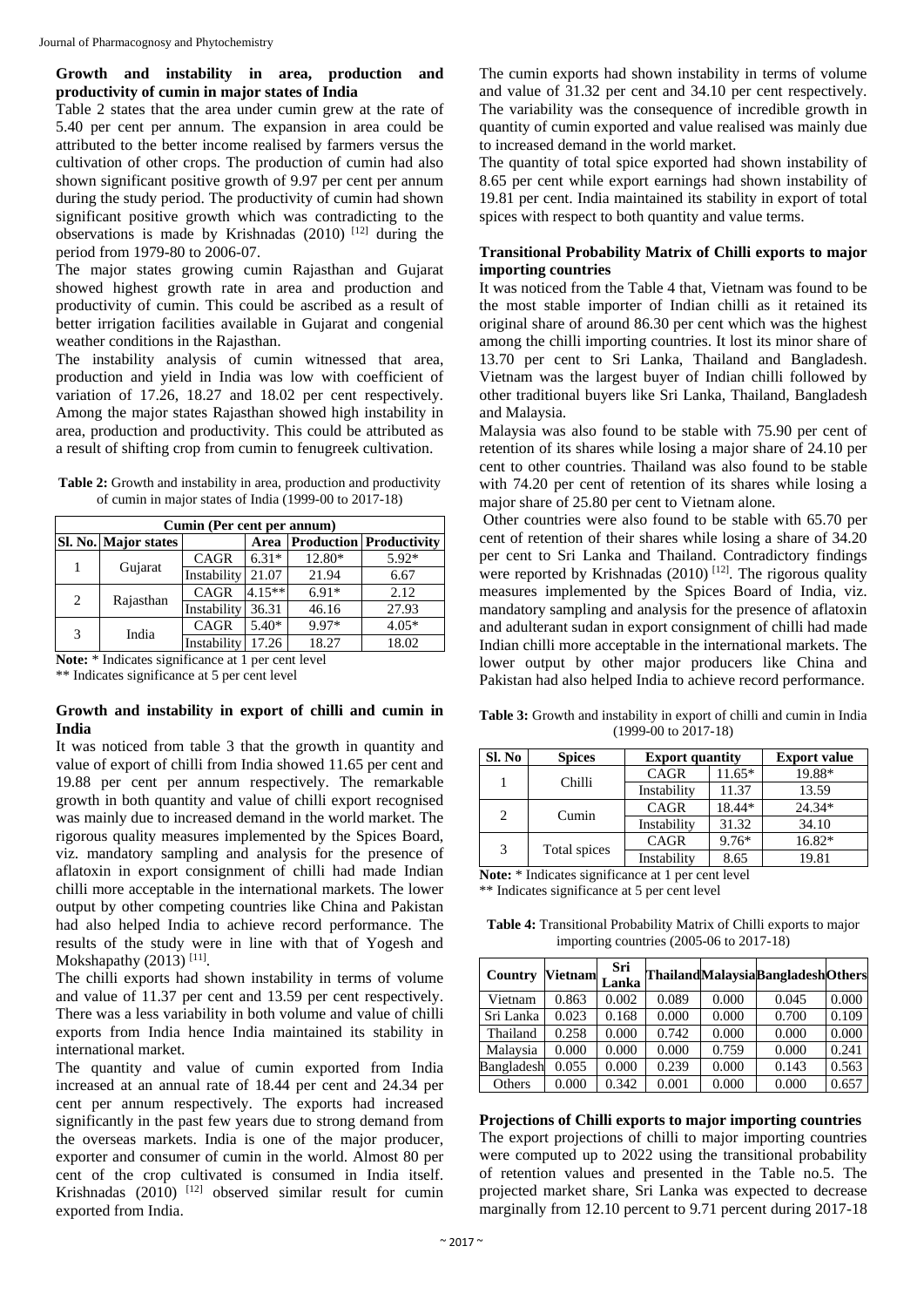**Growth and instability in area, production and productivity of cumin in major states of India**

Table 2 states that the area under cumin grew at the rate of 5.40 per cent per annum. The expansion in area could be attributed to the better income realised by farmers versus the cultivation of other crops. The production of cumin had also shown significant positive growth of 9.97 per cent per annum during the study period. The productivity of cumin had shown significant positive growth which was contradicting to the observations is made by Krishnadas (2010) [12] during the period from 1979-80 to 2006-07.

The major states growing cumin Rajasthan and Gujarat showed highest growth rate in area and production and productivity of cumin. This could be ascribed as a result of better irrigation facilities available in Gujarat and congenial weather conditions in the Rajasthan.

The instability analysis of cumin witnessed that area, production and yield in India was low with coefficient of variation of 17.26, 18.27 and 18.02 per cent respectively. Among the major states Rajasthan showed high instability in area, production and productivity. This could be attributed as a result of shifting crop from cumin to fenugreek cultivation.

**Table 2:** Growth and instability in area, production and productivity of cumin in major states of India (1999-00 to 2017-18)

| Cumin (Per cent per annum) | | | | | |
|---|---|---|---|---|---|
| **Sl. No.** | **Major states** | | **Area** | **Production** | **Productivity** |
| 1 | Gujarat | CAGR | 6.31* | 12.80* | 5.92* |
| | | Instability | 21.07 | 21.94 | 6.67 |
| 2 | Rajasthan | CAGR | 4.15** | 6.91* | 2.12 |
| | | Instability | 36.31 | 46.16 | 27.93 |
| 3 | India | CAGR | 5.40* | 9.97* | 4.05* |
| | | Instability | 17.26 | 18.27 | 18.02 |

**Note:** * Indicates significance at 1 per cent level
** Indicates significance at 5 per cent level

**Growth and instability in export of chilli and cumin in India**

It was noticed from table 3 that the growth in quantity and value of export of chilli from India showed 11.65 per cent and 19.88 per cent per annum respectively. The remarkable growth in both quantity and value of chilli export recognised was mainly due to increased demand in the world market. The rigorous quality measures implemented by the Spices Board, viz. mandatory sampling and analysis for the presence of aflatoxin in export consignment of chilli had made Indian chilli more acceptable in the international markets. The lower output by other competing countries like China and Pakistan had also helped India to achieve record performance. The results of the study were in line with that of Yogesh and Mokshapathy (2013) [11].

The chilli exports had shown instability in terms of volume and value of 11.37 per cent and 13.59 per cent respectively. There was a less variability in both volume and value of chilli exports from India hence India maintained its stability in international market.

The quantity and value of cumin exported from India increased at an annual rate of 18.44 per cent and 24.34 per cent per annum respectively. The exports had increased significantly in the past few years due to strong demand from the overseas markets. India is one of the major producer, exporter and consumer of cumin in the world. Almost 80 per cent of the crop cultivated is consumed in India itself. Krishnadas (2010) [12] observed similar result for cumin exported from India.

The cumin exports had shown instability in terms of volume and value of 31.32 per cent and 34.10 per cent respectively. The variability was the consequence of incredible growth in quantity of cumin exported and value realised was mainly due to increased demand in the world market.

The quantity of total spice exported had shown instability of 8.65 per cent while export earnings had shown instability of 19.81 per cent. India maintained its stability in export of total spices with respect to both quantity and value terms.

**Transitional Probability Matrix of Chilli exports to major importing countries**

It was noticed from the Table 4 that, Vietnam was found to be the most stable importer of Indian chilli as it retained its original share of around 86.30 per cent which was the highest among the chilli importing countries. It lost its minor share of 13.70 per cent to Sri Lanka, Thailand and Bangladesh. Vietnam was the largest buyer of Indian chilli followed by other traditional buyers like Sri Lanka, Thailand, Bangladesh and Malaysia.

Malaysia was also found to be stable with 75.90 per cent of retention of its shares while losing a major share of 24.10 per cent to other countries. Thailand was also found to be stable with 74.20 per cent of retention of its shares while losing a major share of 25.80 per cent to Vietnam alone.

Other countries were also found to be stable with 65.70 per cent of retention of their shares while losing a share of 34.20 per cent to Sri Lanka and Thailand. Contradictory findings were reported by Krishnadas (2010) [12]. The rigorous quality measures implemented by the Spices Board of India, viz. mandatory sampling and analysis for the presence of aflatoxin and adulterant sudan in export consignment of chilli had made Indian chilli more acceptable in the international markets. The lower output by other major producers like China and Pakistan had also helped India to achieve record performance.

**Table 3:** Growth and instability in export of chilli and cumin in India (1999-00 to 2017-18)

| Sl. No | Spices | Export quantity | | Export value |
|---|---|---|---|---|
| 1 | Chilli | CAGR | 11.65* | 19.88* |
| | | Instability | 11.37 | 13.59 |
| 2 | Cumin | CAGR | 18.44* | 24.34* |
| | | Instability | 31.32 | 34.10 |
| 3 | Total spices | CAGR | 9.76* | 16.82* |
| | | Instability | 8.65 | 19.81 |

**Note:** * Indicates significance at 1 per cent level
** Indicates significance at 5 per cent level

**Table 4:** Transitional Probability Matrix of Chilli exports to major importing countries (2005-06 to 2017-18)

| Country | Vietnam | Sri Lanka | Thailand | Malaysia | Bangladesh | Others |
|---|---|---|---|---|---|---|
| Vietnam | 0.863 | 0.002 | 0.089 | 0.000 | 0.045 | 0.000 |
| Sri Lanka | 0.023 | 0.168 | 0.000 | 0.000 | 0.700 | 0.109 |
| Thailand | 0.258 | 0.000 | 0.742 | 0.000 | 0.000 | 0.000 |
| Malaysia | 0.000 | 0.000 | 0.000 | 0.759 | 0.000 | 0.241 |
| Bangladesh | 0.055 | 0.000 | 0.239 | 0.000 | 0.143 | 0.563 |
| Others | 0.000 | 0.342 | 0.001 | 0.000 | 0.000 | 0.657 |

**Projections of Chilli exports to major importing countries**

The export projections of chilli to major importing countries were computed up to 2022 using the transitional probability of retention values and presented in the Table no.5. The projected market share, Sri Lanka was expected to decrease marginally from 12.10 percent to 9.71 percent during 2017-18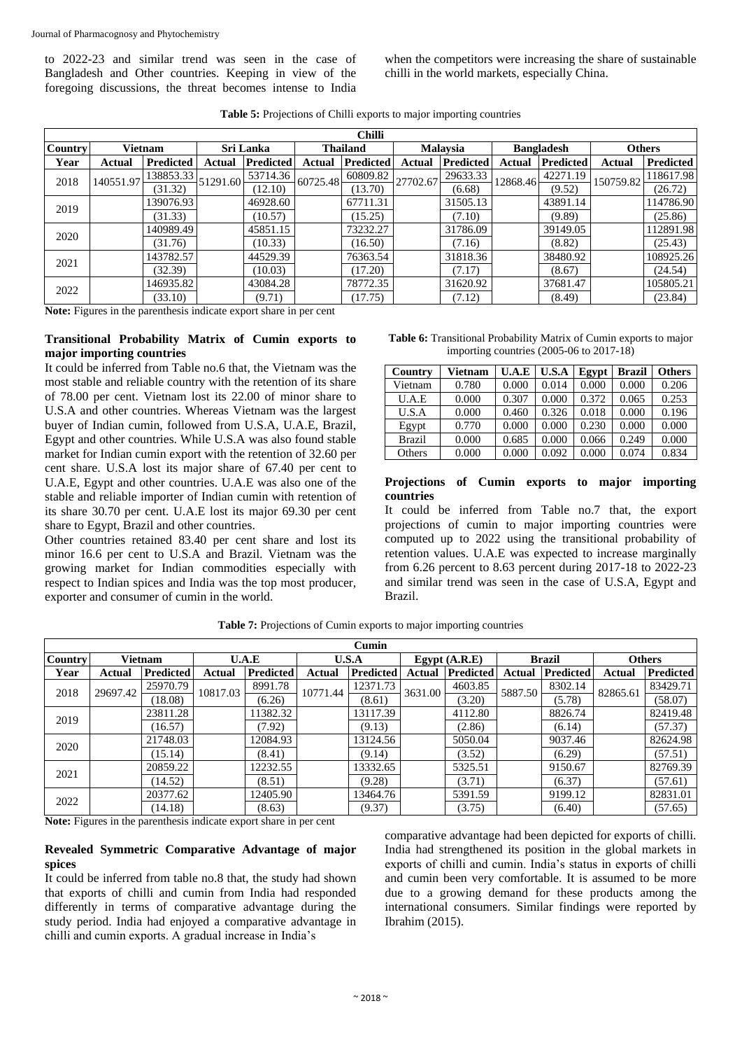to 2022-23 and similar trend was seen in the case of Bangladesh and Other countries. Keeping in view of the foregoing discussions, the threat becomes intense to India when the competitors were increasing the share of sustainable chilli in the world markets, especially China.

**Table 5:** Projections of Chilli exports to major importing countries

| Chilli | | | | | | | | | | | | |
|---|---|---|---|---|---|---|---|---|---|---|---|---|
| **Country** | **Vietnam** | | **Sri Lanka** | | **Thailand** | | **Malaysia** | | **Bangladesh** | | **Others** | |
| **Year** | **Actual** | **Predicted** | **Actual** | **Predicted** | **Actual** | **Predicted** | **Actual** | **Predicted** | **Actual** | **Predicted** | **Actual** | **Predicted** |
| 2018 | 140551.97 | 138853.33 (31.32) | 51291.60 | 53714.36 (12.10) | 60725.48 | 60809.82 (13.70) | 27702.67 | 29633.33 (6.68) | 12868.46 | 42271.19 (9.52) | 150759.82 | 118617.98 (26.72) |
| 2019 | | 139076.93 (31.33) | | 46928.60 (10.57) | | 67711.31 (15.25) | | 31505.13 (7.10) | | 43891.14 (9.89) | | 114786.90 (25.86) |
| 2020 | | 140989.49 (31.76) | | 45851.15 (10.33) | | 73232.27 (16.50) | | 31786.09 (7.16) | | 39149.05 (8.82) | | 112891.98 (25.43) |
| 2021 | | 143782.57 (32.39) | | 44529.39 (10.03) | | 76363.54 (17.20) | | 31818.36 (7.17) | | 38480.92 (8.67) | | 108925.26 (24.54) |
| 2022 | | 146935.82 (33.10) | | 43084.28 (9.71) | | 78772.35 (17.75) | | 31620.92 (7.12) | | 37681.47 (8.49) | | 105805.21 (23.84) |

**Note:** Figures in the parenthesis indicate export share in per cent

### Transitional Probability Matrix of Cumin exports to major importing countries

It could be inferred from Table no.6 that, the Vietnam was the most stable and reliable country with the retention of its share of 78.00 per cent. Vietnam lost its 22.00 of minor share to U.S.A and other countries. Whereas Vietnam was the largest buyer of Indian cumin, followed from U.S.A, U.A.E, Brazil, Egypt and other countries. While U.S.A was also found stable market for Indian cumin export with the retention of 32.60 per cent share. U.S.A lost its major share of 67.40 per cent to U.A.E, Egypt and other countries. U.A.E was also one of the stable and reliable importer of Indian cumin with retention of its share 30.70 per cent. U.A.E lost its major 69.30 per cent share to Egypt, Brazil and other countries.

Other countries retained 83.40 per cent share and lost its minor 16.6 per cent to U.S.A and Brazil. Vietnam was the growing market for Indian commodities especially with respect to Indian spices and India was the top most producer, exporter and consumer of cumin in the world.

**Table 6:** Transitional Probability Matrix of Cumin exports to major importing countries (2005-06 to 2017-18)

| Country | Vietnam | U.A.E | U.S.A | Egypt | Brazil | Others |
|---|---|---|---|---|---|---|
| Vietnam | 0.780 | 0.000 | 0.014 | 0.000 | 0.000 | 0.206 |
| U.A.E | 0.000 | 0.307 | 0.000 | 0.372 | 0.065 | 0.253 |
| U.S.A | 0.000 | 0.460 | 0.326 | 0.018 | 0.000 | 0.196 |
| Egypt | 0.770 | 0.000 | 0.000 | 0.230 | 0.000 | 0.000 |
| Brazil | 0.000 | 0.685 | 0.000 | 0.066 | 0.249 | 0.000 |
| Others | 0.000 | 0.000 | 0.092 | 0.000 | 0.074 | 0.834 |

### Projections of Cumin exports to major importing countries

It could be inferred from Table no.7 that, the export projections of cumin to major importing countries were computed up to 2022 using the transitional probability of retention values. U.A.E was expected to increase marginally from 6.26 percent to 8.63 percent during 2017-18 to 2022-23 and similar trend was seen in the case of U.S.A, Egypt and Brazil.

**Table 7:** Projections of Cumin exports to major importing countries

| Cumin | | | | | | | | | | | | |
|---|---|---|---|---|---|---|---|---|---|---|---|---|
| **Country** | **Vietnam** | | **U.A.E** | | **U.S.A** | | **Egypt (A.R.E)** | | **Brazil** | | **Others** | |
| **Year** | **Actual** | **Predicted** | **Actual** | **Predicted** | **Actual** | **Predicted** | **Actual** | **Predicted** | **Actual** | **Predicted** | **Actual** | **Predicted** |
| 2018 | 29697.42 | 25970.79 (18.08) | 10817.03 | 8991.78 (6.26) | 10771.44 | 12371.73 (8.61) | 3631.00 | 4603.85 (3.20) | 5887.50 | 8302.14 (5.78) | 82865.61 | 83429.71 (58.07) |
| 2019 | | 23811.28 (16.57) | | 11382.32 (7.92) | | 13117.39 (9.13) | | 4112.80 (2.86) | | 8826.74 (6.14) | | 82419.48 (57.37) |
| 2020 | | 21748.03 (15.14) | | 12084.93 (8.41) | | 13124.56 (9.14) | | 5050.04 (3.52) | | 9037.46 (6.29) | | 82624.98 (57.51) |
| 2021 | | 20859.22 (14.52) | | 12232.55 (8.51) | | 13332.65 (9.28) | | 5325.51 (3.71) | | 9150.67 (6.37) | | 82769.39 (57.61) |
| 2022 | | 20377.62 (14.18) | | 12405.90 (8.63) | | 13464.76 (9.37) | | 5391.59 (3.75) | | 9199.12 (6.40) | | 82831.01 (57.65) |

**Note:** Figures in the parenthesis indicate export share in per cent

### Revealed Symmetric Comparative Advantage of major spices

It could be inferred from table no.8 that, the study had shown that exports of chilli and cumin from India had responded differently in terms of comparative advantage during the study period. India had enjoyed a comparative advantage in chilli and cumin exports. A gradual increase in India's comparative advantage had been depicted for exports of chilli. India had strengthened its position in the global markets in exports of chilli and cumin. India's status in exports of chilli and cumin been very comfortable. It is assumed to be more due to a growing demand for these products among the international consumers. Similar findings were reported by Ibrahim (2015).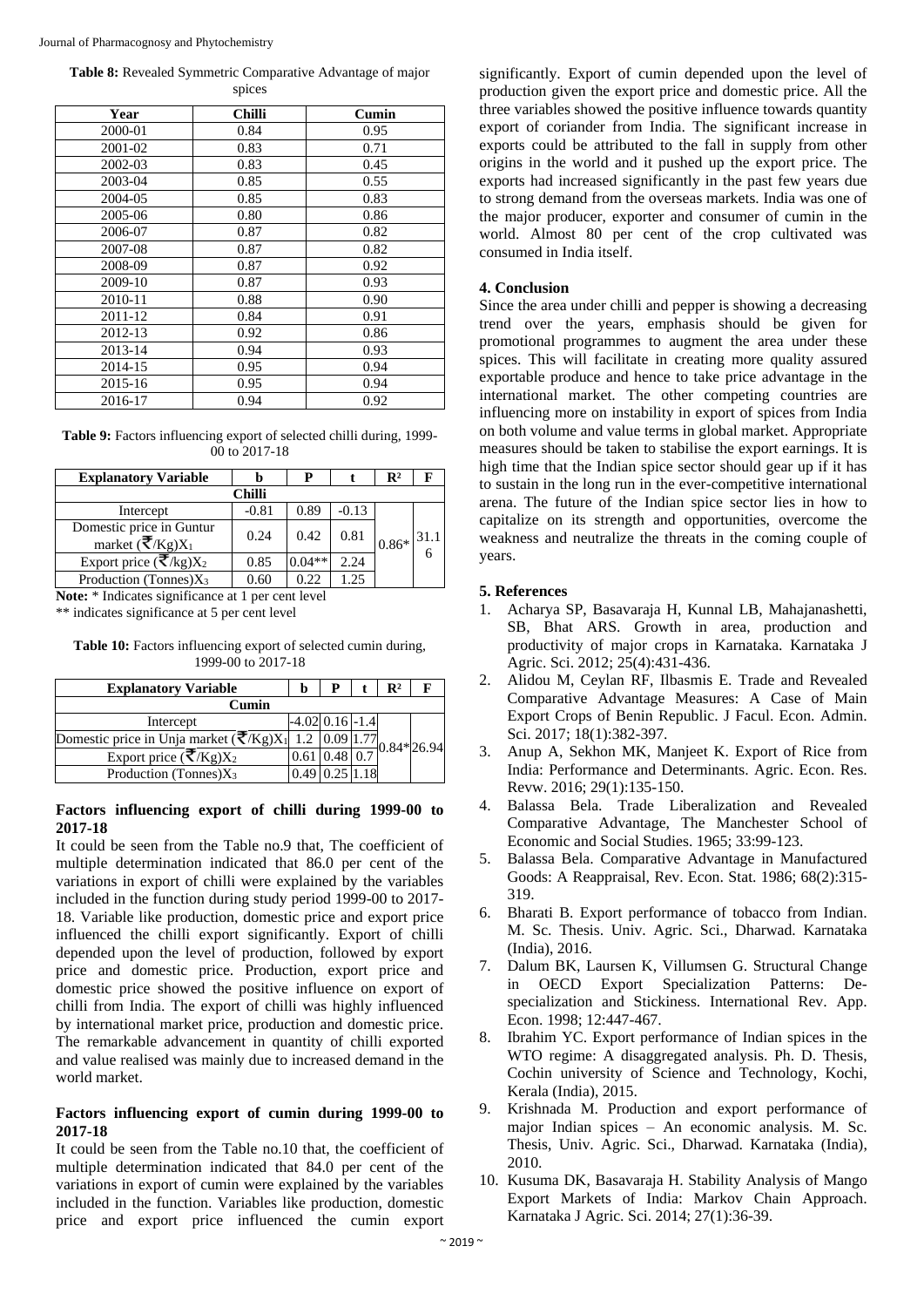**Table 8:** Revealed Symmetric Comparative Advantage of major spices

| Year | Chilli | Cumin |
|---|---|---|
| 2000-01 | 0.84 | 0.95 |
| 2001-02 | 0.83 | 0.71 |
| 2002-03 | 0.83 | 0.45 |
| 2003-04 | 0.85 | 0.55 |
| 2004-05 | 0.85 | 0.83 |
| 2005-06 | 0.80 | 0.86 |
| 2006-07 | 0.87 | 0.82 |
| 2007-08 | 0.87 | 0.82 |
| 2008-09 | 0.87 | 0.92 |
| 2009-10 | 0.87 | 0.93 |
| 2010-11 | 0.88 | 0.90 |
| 2011-12 | 0.84 | 0.91 |
| 2012-13 | 0.92 | 0.86 |
| 2013-14 | 0.94 | 0.93 |
| 2014-15 | 0.95 | 0.94 |
| 2015-16 | 0.95 | 0.94 |
| 2016-17 | 0.94 | 0.92 |

**Table 9:** Factors influencing export of selected chilli during, 1999-00 to 2017-18

| Explanatory Variable | b | P | t | $R^2$ | F |
|---|---|---|---|---|---|
| **Chilli** | | | | | |
| Intercept | -0.81 | 0.89 | -0.13 | 0.86* | 31.16 |
| Domestic price in Guntur market (₹/Kg)$X_1$ | 0.24 | 0.42 | 0.81 | | |
| Export price (₹/kg)$X_2$ | 0.85 | 0.04** | 2.24 | | |
| Production (Tonnes)$X_3$ | 0.60 | 0.22 | 1.25 | | |

**Note:** * Indicates significance at 1 per cent level

** indicates significance at 5 per cent level

**Table 10:** Factors influencing export of selected cumin during, 1999-00 to 2017-18

| Explanatory Variable | b | P | t | $R^2$ | F |
|---|---|---|---|---|---|
| **Cumin** | | | | | |
| Intercept | -4.02 | 0.16 | -1.4 | 0.84* | 26.94 |
| Domestic price in Unja market (₹/Kg)$X_1$ | 1.2 | 0.09 | 1.77 | | |
| Export price (₹/Kg)$X_2$ | 0.61 | 0.48 | 0.7 | | |
| Production (Tonnes)$X_3$ | 0.49 | 0.25 | 1.18 | | |

### Factors influencing export of chilli during 1999-00 to 2017-18

It could be seen from the Table no.9 that, The coefficient of multiple determination indicated that 86.0 per cent of the variations in export of chilli were explained by the variables included in the function during study period 1999-00 to 2017-18. Variable like production, domestic price and export price influenced the chilli export significantly. Export of chilli depended upon the level of production, followed by export price and domestic price. Production, export price and domestic price showed the positive influence on export of chilli from India. The export of chilli was highly influenced by international market price, production and domestic price. The remarkable advancement in quantity of chilli exported and value realised was mainly due to increased demand in the world market.

### Factors influencing export of cumin during 1999-00 to 2017-18

It could be seen from the Table no.10 that, the coefficient of multiple determination indicated that 84.0 per cent of the variations in export of cumin were explained by the variables included in the function. Variables like production, domestic price and export price influenced the cumin export significantly. Export of cumin depended upon the level of production given the export price and domestic price. All the three variables showed the positive influence towards quantity export of coriander from India. The significant increase in exports could be attributed to the fall in supply from other origins in the world and it pushed up the export price. The exports had increased significantly in the past few years due to strong demand from the overseas markets. India was one of the major producer, exporter and consumer of cumin in the world. Almost 80 per cent of the crop cultivated was consumed in India itself.

## 4. Conclusion

Since the area under chilli and pepper is showing a decreasing trend over the years, emphasis should be given for promotional programmes to augment the area under these spices. This will facilitate in creating more quality assured exportable produce and hence to take price advantage in the international market. The other competing countries are influencing more on instability in export of spices from India on both volume and value terms in global market. Appropriate measures should be taken to stabilise the export earnings. It is high time that the Indian spice sector should gear up if it has to sustain in the long run in the ever-competitive international arena. The future of the Indian spice sector lies in how to capitalize on its strength and opportunities, overcome the weakness and neutralize the threats in the coming couple of years.

## 5. References

1. Acharya SP, Basavaraja H, Kunnal LB, Mahajanashetti, SB, Bhat ARS. Growth in area, production and productivity of major crops in Karnataka. Karnataka J Agric. Sci. 2012; 25(4):431-436.
2. Alidou M, Ceylan RF, Ilbasmis E. Trade and Revealed Comparative Advantage Measures: A Case of Main Export Crops of Benin Republic. J Facul. Econ. Admin. Sci. 2017; 18(1):382-397.
3. Anup A, Sekhon MK, Manjeet K. Export of Rice from India: Performance and Determinants. Agric. Econ. Res. Revw. 2016; 29(1):135-150.
4. Balassa Bela. Trade Liberalization and Revealed Comparative Advantage, The Manchester School of Economic and Social Studies. 1965; 33:99-123.
5. Balassa Bela. Comparative Advantage in Manufactured Goods: A Reappraisal, Rev. Econ. Stat. 1986; 68(2):315-319.
6. Bharati B. Export performance of tobacco from Indian. M. Sc. Thesis. Univ. Agric. Sci., Dharwad. Karnataka (India), 2016.
7. Dalum BK, Laursen K, Villumsen G. Structural Change in OECD Export Specialization Patterns: De-specialization and Stickiness. International Rev. App. Econ. 1998; 12:447-467.
8. Ibrahim YC. Export performance of Indian spices in the WTO regime: A disaggregated analysis. Ph. D. Thesis, Cochin university of Science and Technology, Kochi, Kerala (India), 2015.
9. Krishnada M. Production and export performance of major Indian spices – An economic analysis. M. Sc. Thesis, Univ. Agric. Sci., Dharwad. Karnataka (India), 2010.
10. Kusuma DK, Basavaraja H. Stability Analysis of Mango Export Markets of India: Markov Chain Approach. Karnataka J Agric. Sci. 2014; 27(1):36-39.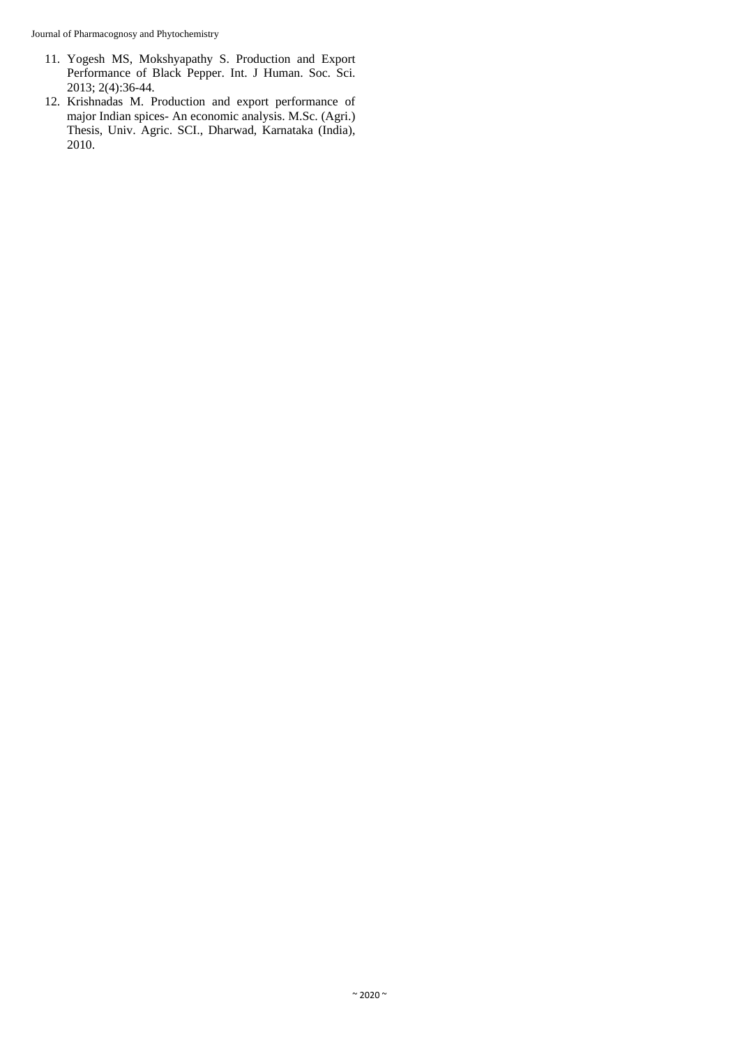11. Yogesh MS, Mokshyapathy S. Production and Export Performance of Black Pepper. Int. J Human. Soc. Sci. 2013; 2(4):36-44.
12. Krishnadas M. Production and export performance of major Indian spices- An economic analysis. M.Sc. (Agri.) Thesis, Univ. Agric. SCI., Dharwad, Karnataka (India), 2010.